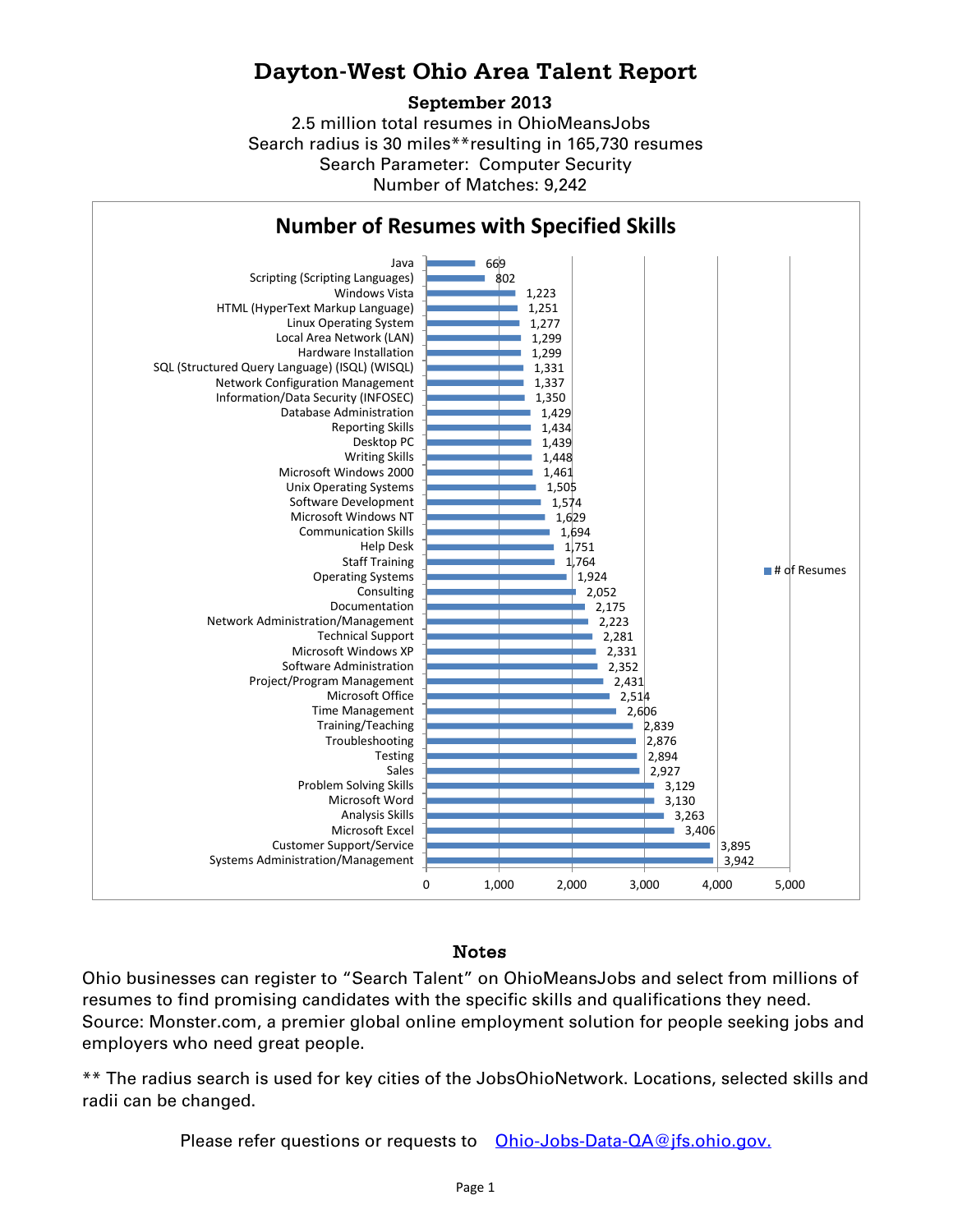# Dayton-West Ohio Area Talent Report

**September 2013**

2.5 million total resumes in OhioMeansJobs
Search radius is 30 miles**resulting in 165,730 resumes
Search Parameter: Computer Security
Number of Matches: 9,242

## Number of Resumes with Specified Skills

| Skill | # of Resumes |
|---|---|
| Java | 669 |
| Scripting (Scripting Languages) | 802 |
| Windows Vista | 1,223 |
| HTML (HyperText Markup Language) | 1,251 |
| Linux Operating System | 1,277 |
| Local Area Network (LAN) | 1,299 |
| Hardware Installation | 1,299 |
| SQL (Structured Query Language) (ISQL) (WISQL) | 1,331 |
| Network Configuration Management | 1,337 |
| Information/Data Security (INFOSEC) | 1,350 |
| Database Administration | 1,429 |
| Reporting Skills | 1,434 |
| Desktop PC | 1,439 |
| Writing Skills | 1,448 |
| Microsoft Windows 2000 | 1,461 |
| Unix Operating Systems | 1,505 |
| Software Development | 1,574 |
| Microsoft Windows NT | 1,629 |
| Communication Skills | 1,694 |
| Help Desk | 1,751 |
| Staff Training | 1,764 |
| Operating Systems | 1,924 |
| Consulting | 2,052 |
| Documentation | 2,175 |
| Network Administration/Management | 2,223 |
| Technical Support | 2,281 |
| Microsoft Windows XP | 2,331 |
| Software Administration | 2,352 |
| Project/Program Management | 2,431 |
| Microsoft Office | 2,514 |
| Time Management | 2,606 |
| Training/Teaching | 2,839 |
| Troubleshooting | 2,876 |
| Testing | 2,894 |
| Sales | 2,927 |
| Problem Solving Skills | 3,129 |
| Microsoft Word | 3,130 |
| Analysis Skills | 3,263 |
| Microsoft Excel | 3,406 |
| Customer Support/Service | 3,895 |
| Systems Administration/Management | 3,942 |

## Notes

Ohio businesses can register to "Search Talent" on OhioMeansJobs and select from millions of resumes to find promising candidates with the specific skills and qualifications they need. Source: Monster.com, a premier global online employment solution for people seeking jobs and employers who need great people.

** The radius search is used for key cities of the JobsOhioNetwork. Locations, selected skills and radii can be changed.

Please refer questions or requests to [Ohio-Jobs-Data-QA@jfs.ohio.gov.](mailto:Ohio-Jobs-Data-QA@jfs.ohio.gov)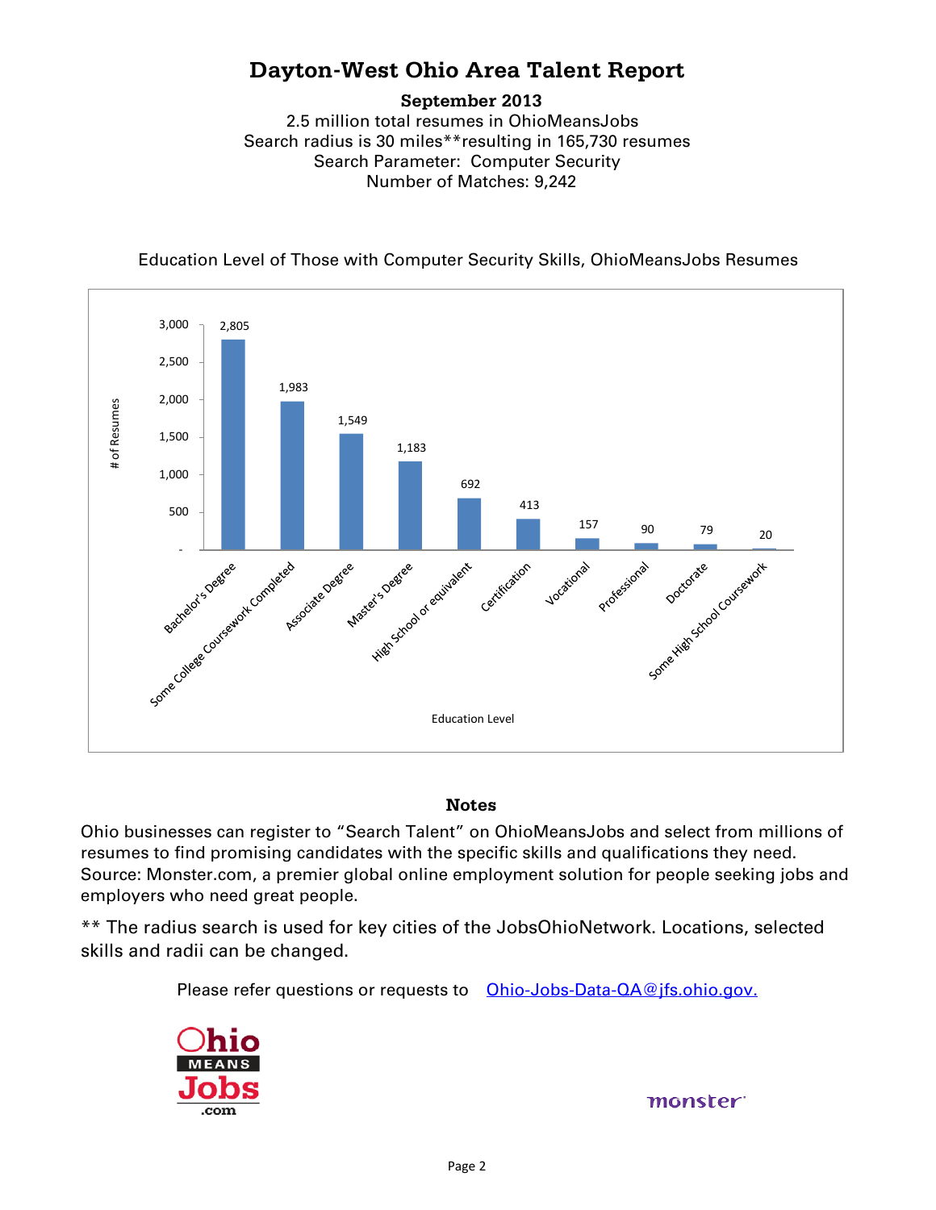# Dayton-West Ohio Area Talent Report

**September 2013**

2.5 million total resumes in OhioMeansJobs
Search radius is 30 miles**resulting in 165,730 resumes
Search Parameter: Computer Security
Number of Matches: 9,242

Education Level of Those with Computer Security Skills, OhioMeansJobs Resumes

# of Resumes

3,000
2,500
2,000
1,500
1,000
500
-

2,805
1,983
1,549
1,183
692
413
157
90
79
20

Bachelor's Degree
Some College Coursework Completed
Associate Degree
Master's Degree
High School or equivalent
Certification
Vocational
Professional
Doctorate
Some High School Coursework

Education Level

## Notes

Ohio businesses can register to "Search Talent" on OhioMeansJobs and select from millions of resumes to find promising candidates with the specific skills and qualifications they need. Source: Monster.com, a premier global online employment solution for people seeking jobs and employers who need great people.

** The radius search is used for key cities of the JobsOhioNetwork. Locations, selected skills and radii can be changed.

Please refer questions or requests to Ohio-Jobs-Data-QA@jfs.ohio.gov.

Ohio MEANS Jobs .com

monster